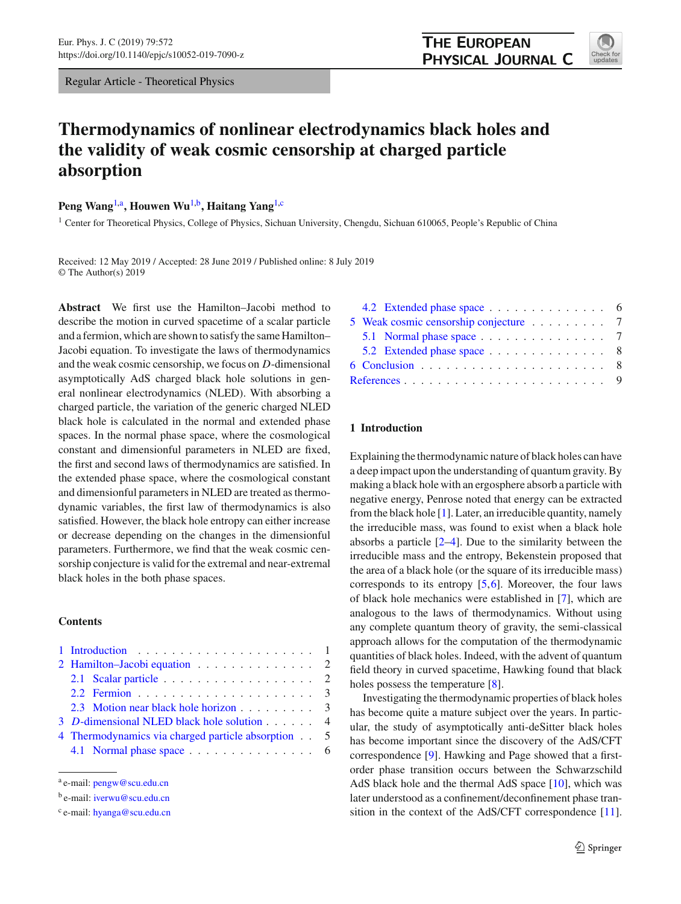Regular Article - Theoretical Physics

# Thermodynamics of nonlinear electrodynamics black holes and the validity of weak cosmic censorship at charged particle absorption

**Peng Wang**[1,a], **Houwen Wu**[1,b], **Haitang Yang**[1,c]

[1] Center for Theoretical Physics, College of Physics, Sichuan University, Chengdu, Sichuan 610065, People's Republic of China

Received: 12 May 2019 / Accepted: 28 June 2019 / Published online: 8 July 2019
© The Author(s) 2019

**Abstract** We first use the Hamilton–Jacobi method to describe the motion in curved spacetime of a scalar particle and a fermion, which are shown to satisfy the same Hamilton–Jacobi equation. To investigate the laws of thermodynamics and the weak cosmic censorship, we focus on $D$-dimensional asymptotically AdS charged black hole solutions in general nonlinear electrodynamics (NLED). With absorbing a charged particle, the variation of the generic charged NLED black hole is calculated in the normal and extended phase spaces. In the normal phase space, where the cosmological constant and dimensionful parameters in NLED are fixed, the first and second laws of thermodynamics are satisfied. In the extended phase space, where the cosmological constant and dimensionful parameters in NLED are treated as thermodynamic variables, the first law of thermodynamics is also satisfied. However, the black hole entropy can either increase or decrease depending on the changes in the dimensionful parameters. Furthermore, we find that the weak cosmic censorship conjecture is valid for the extremal and near-extremal black holes in the both phase spaces.

**Contents**

1 Introduction . . . 1
2 Hamilton–Jacobi equation . . . 2
  2.1 Scalar particle . . . 2
  2.2 Fermion . . . 3
  2.3 Motion near black hole horizon . . . 3
3 $D$-dimensional NLED black hole solution . . . 4
4 Thermodynamics via charged particle absorption . . . 5
  4.1 Normal phase space . . . 6
  4.2 Extended phase space . . . 6
5 Weak cosmic censorship conjecture . . . 7
  5.1 Normal phase space . . . 7
  5.2 Extended phase space . . . 8
6 Conclusion . . . 8
References . . . 9

## 1 Introduction

Explaining the thermodynamic nature of black holes can have a deep impact upon the understanding of quantum gravity. By making a black hole with an ergosphere absorb a particle with negative energy, Penrose noted that energy can be extracted from the black hole [1]. Later, an irreducible quantity, namely the irreducible mass, was found to exist when a black hole absorbs a particle [2–4]. Due to the similarity between the irreducible mass and the entropy, Bekenstein proposed that the area of a black hole (or the square of its irreducible mass) corresponds to its entropy [5,6]. Moreover, the four laws of black hole mechanics were established in [7], which are analogous to the laws of thermodynamics. Without using any complete quantum theory of gravity, the semi-classical approach allows for the computation of the thermodynamic quantities of black holes. Indeed, with the advent of quantum field theory in curved spacetime, Hawking found that black holes possess the temperature [8].

Investigating the thermodynamic properties of black holes has become quite a mature subject over the years. In particular, the study of asymptotically anti-deSitter black holes has become important since the discovery of the AdS/CFT correspondence [9]. Hawking and Page showed that a first-order phase transition occurs between the Schwarzschild AdS black hole and the thermal AdS space [10], which was later understood as a confinement/deconfinement phase transition in the context of the AdS/CFT correspondence [11].

---

[a] e-mail: pengw@scu.edu.cn
[b] e-mail: iverwu@scu.edu.cn
[c] e-mail: hyanga@scu.edu.cn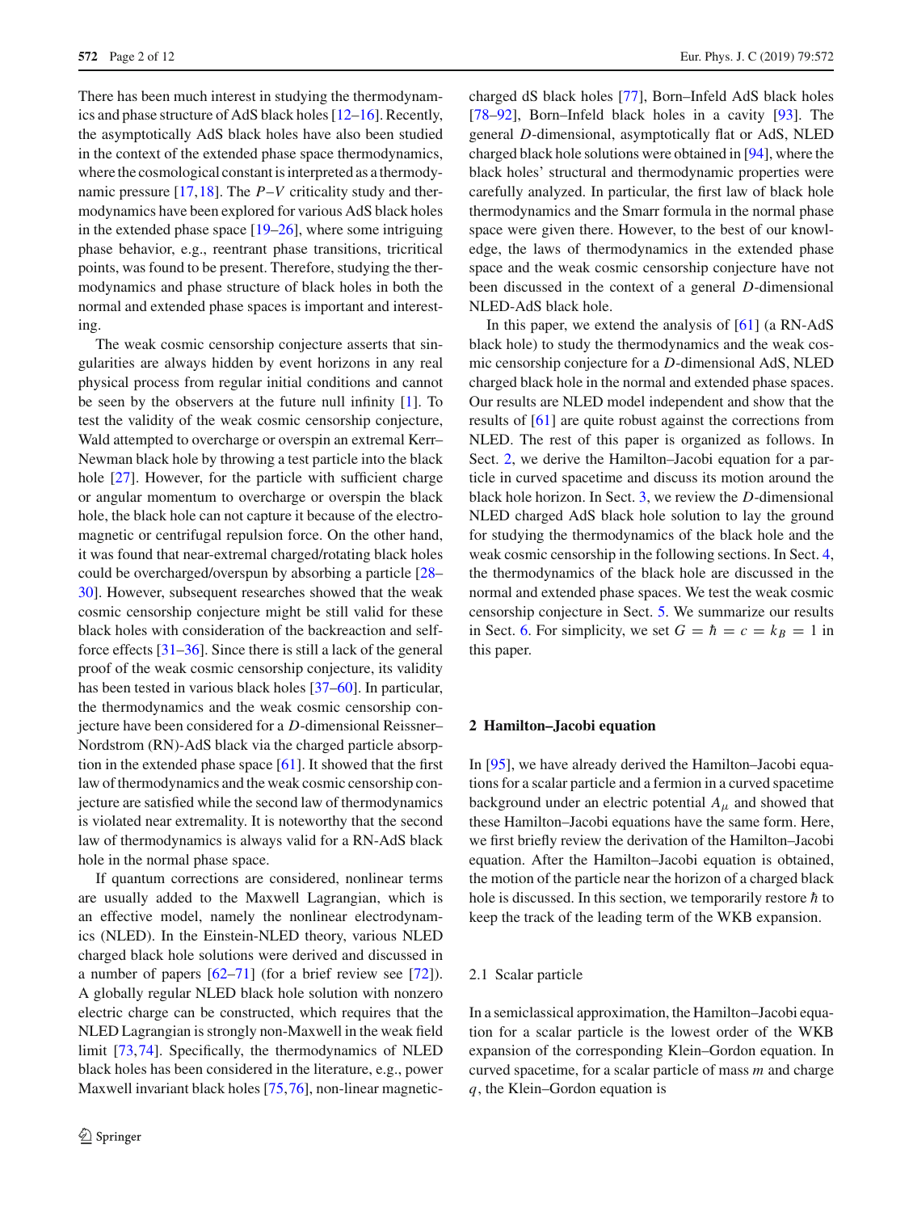There has been much interest in studying the thermodynamics and phase structure of AdS black holes [12–16]. Recently, the asymptotically AdS black holes have also been studied in the context of the extended phase space thermodynamics, where the cosmological constant is interpreted as a thermodynamic pressure [17,18]. The $P$–$V$ criticality study and thermodynamics have been explored for various AdS black holes in the extended phase space [19–26], where some intriguing phase behavior, e.g., reentrant phase transitions, tricritical points, was found to be present. Therefore, studying the thermodynamics and phase structure of black holes in both the normal and extended phase spaces is important and interesting.

The weak cosmic censorship conjecture asserts that singularities are always hidden by event horizons in any real physical process from regular initial conditions and cannot be seen by the observers at the future null infinity [1]. To test the validity of the weak cosmic censorship conjecture, Wald attempted to overcharge or overspin an extremal Kerr–Newman black hole by throwing a test particle into the black hole [27]. However, for the particle with sufficient charge or angular momentum to overcharge or overspin the black hole, the black hole can not capture it because of the electromagnetic or centrifugal repulsion force. On the other hand, it was found that near-extremal charged/rotating black holes could be overcharged/overspun by absorbing a particle [28–30]. However, subsequent researches showed that the weak cosmic censorship conjecture might be still valid for these black holes with consideration of the backreaction and self-force effects [31–36]. Since there is still a lack of the general proof of the weak cosmic censorship conjecture, its validity has been tested in various black holes [37–60]. In particular, the thermodynamics and the weak cosmic censorship conjecture have been considered for a $D$-dimensional Reissner–Nordstrom (RN)-AdS black via the charged particle absorption in the extended phase space [61]. It showed that the first law of thermodynamics and the weak cosmic censorship conjecture are satisfied while the second law of thermodynamics is violated near extremality. It is noteworthy that the second law of thermodynamics is always valid for a RN-AdS black hole in the normal phase space.

If quantum corrections are considered, nonlinear terms are usually added to the Maxwell Lagrangian, which is an effective model, namely the nonlinear electrodynamics (NLED). In the Einstein-NLED theory, various NLED charged black hole solutions were derived and discussed in a number of papers [62–71] (for a brief review see [72]). A globally regular NLED black hole solution with nonzero electric charge can be constructed, which requires that the NLED Lagrangian is strongly non-Maxwell in the weak field limit [73,74]. Specifically, the thermodynamics of NLED black holes has been considered in the literature, e.g., power Maxwell invariant black holes [75,76], non-linear magnetic-charged dS black holes [77], Born–Infeld AdS black holes [78–92], Born–Infeld black holes in a cavity [93]. The general $D$-dimensional, asymptotically flat or AdS, NLED charged black hole solutions were obtained in [94], where the black holes' structural and thermodynamic properties were carefully analyzed. In particular, the first law of black hole thermodynamics and the Smarr formula in the normal phase space were given there. However, to the best of our knowledge, the laws of thermodynamics in the extended phase space and the weak cosmic censorship conjecture have not been discussed in the context of a general $D$-dimensional NLED-AdS black hole.

In this paper, we extend the analysis of [61] (a RN-AdS black hole) to study the thermodynamics and the weak cosmic censorship conjecture for a $D$-dimensional AdS, NLED charged black hole in the normal and extended phase spaces. Our results are NLED model independent and show that the results of [61] are quite robust against the corrections from NLED. The rest of this paper is organized as follows. In Sect. 2, we derive the Hamilton–Jacobi equation for a particle in curved spacetime and discuss its motion around the black hole horizon. In Sect. 3, we review the $D$-dimensional NLED charged AdS black hole solution to lay the ground for studying the thermodynamics of the black hole and the weak cosmic censorship in the following sections. In Sect. 4, the thermodynamics of the black hole are discussed in the normal and extended phase spaces. We test the weak cosmic censorship conjecture in Sect. 5. We summarize our results in Sect. 6. For simplicity, we set $G = \hbar = c = k_B = 1$ in this paper.

## 2 Hamilton–Jacobi equation

In [95], we have already derived the Hamilton–Jacobi equations for a scalar particle and a fermion in a curved spacetime background under an electric potential $A_\mu$ and showed that these Hamilton–Jacobi equations have the same form. Here, we first briefly review the derivation of the Hamilton–Jacobi equation. After the Hamilton–Jacobi equation is obtained, the motion of the particle near the horizon of a charged black hole is discussed. In this section, we temporarily restore $\hbar$ to keep the track of the leading term of the WKB expansion.

### 2.1 Scalar particle

In a semiclassical approximation, the Hamilton–Jacobi equation for a scalar particle is the lowest order of the WKB expansion of the corresponding Klein–Gordon equation. In curved spacetime, for a scalar particle of mass $m$ and charge $q$, the Klein–Gordon equation is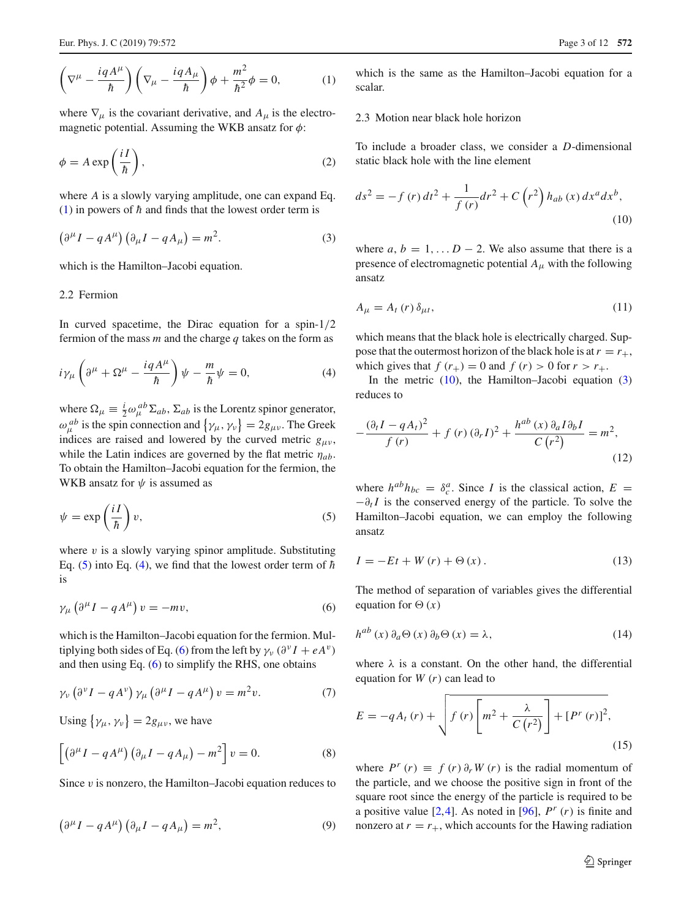$$\left(\nabla^{\mu}-\frac{iqA^{\mu}}{\hbar}\right)\left(\nabla_{\mu}-\frac{iqA_{\mu}}{\hbar}\right)\phi+\frac{m^{2}}{\hbar^{2}}\phi=0, \tag{1}$$

where $\nabla_{\mu}$ is the covariant derivative, and $A_{\mu}$ is the electromagnetic potential. Assuming the WKB ansatz for $\phi$:

$$\phi=A\exp\left(\frac{iI}{\hbar}\right), \tag{2}$$

where $A$ is a slowly varying amplitude, one can expand Eq. (1) in powers of $\hbar$ and finds that the lowest order term is

$$\left(\partial^{\mu}I-qA^{\mu}\right)\left(\partial_{\mu}I-qA_{\mu}\right)=m^{2}. \tag{3}$$

which is the Hamilton–Jacobi equation.

### 2.2 Fermion

In curved spacetime, the Dirac equation for a spin-1/2 fermion of the mass $m$ and the charge $q$ takes on the form as

$$i\gamma_{\mu}\left(\partial^{\mu}+\Omega^{\mu}-\frac{iqA^{\mu}}{\hbar}\right)\psi-\frac{m}{\hbar}\psi=0, \tag{4}$$

where $\Omega_{\mu}\equiv\frac{i}{2}\omega_{\mu}^{ab}\Sigma_{ab}$, $\Sigma_{ab}$ is the Lorentz spinor generator, $\omega_{\mu}^{ab}$ is the spin connection and $\left\{\gamma_{\mu},\gamma_{\nu}\right\}=2g_{\mu\nu}$. The Greek indices are raised and lowered by the curved metric $g_{\mu\nu}$, while the Latin indices are governed by the flat metric $\eta_{ab}$. To obtain the Hamilton–Jacobi equation for the fermion, the WKB ansatz for $\psi$ is assumed as

$$\psi=\exp\left(\frac{iI}{\hbar}\right)v, \tag{5}$$

where $v$ is a slowly varying spinor amplitude. Substituting Eq. (5) into Eq. (4), we find that the lowest order term of $\hbar$ is

$$\gamma_{\mu}\left(\partial^{\mu}I-qA^{\mu}\right)v=-mv, \tag{6}$$

which is the Hamilton–Jacobi equation for the fermion. Multiplying both sides of Eq. (6) from the left by $\gamma_{\nu}\left(\partial^{\nu}I+eA^{\nu}\right)$ and then using Eq. (6) to simplify the RHS, one obtains

$$\gamma_{\nu}\left(\partial^{\nu}I-qA^{\nu}\right)\gamma_{\mu}\left(\partial^{\mu}I-qA^{\mu}\right)v=m^{2}v. \tag{7}$$

Using $\left\{\gamma_{\mu},\gamma_{\nu}\right\}=2g_{\mu\nu}$, we have

$$\left[\left(\partial^{\mu}I-qA^{\mu}\right)\left(\partial_{\mu}I-qA_{\mu}\right)-m^{2}\right]v=0. \tag{8}$$

Since $v$ is nonzero, the Hamilton–Jacobi equation reduces to

$$\left(\partial^{\mu}I-qA^{\mu}\right)\left(\partial_{\mu}I-qA_{\mu}\right)=m^{2}, \tag{9}$$

which is the same as the Hamilton–Jacobi equation for a scalar.

### 2.3 Motion near black hole horizon

To include a broader class, we consider a $D$-dimensional static black hole with the line element

$$ds^{2}=-f(r)\,dt^{2}+\frac{1}{f(r)}dr^{2}+C\left(r^{2}\right)h_{ab}(x)\,dx^{a}dx^{b}, \tag{10}$$

where $a,b=1,\ldots D-2$. We also assume that there is a presence of electromagnetic potential $A_{\mu}$ with the following ansatz

$$A_{\mu}=A_{t}(r)\,\delta_{\mu t}, \tag{11}$$

which means that the black hole is electrically charged. Suppose that the outermost horizon of the black hole is at $r=r_{+}$, which gives that $f(r_{+})=0$ and $f(r)>0$ for $r>r_{+}$.

In the metric (10), the Hamilton–Jacobi equation (3) reduces to

$$-\frac{\left(\partial_{t}I-qA_{t}\right)^{2}}{f(r)}+f(r)\left(\partial_{r}I\right)^{2}+\frac{h^{ab}(x)\,\partial_{a}I\partial_{b}I}{C\left(r^{2}\right)}=m^{2}, \tag{12}$$

where $h^{ab}h_{bc}=\delta_{c}^{a}$. Since $I$ is the classical action, $E=-\partial_{t}I$ is the conserved energy of the particle. To solve the Hamilton–Jacobi equation, we can employ the following ansatz

$$I=-Et+W(r)+\Theta(x). \tag{13}$$

The method of separation of variables gives the differential equation for $\Theta(x)$

$$h^{ab}(x)\,\partial_{a}\Theta(x)\,\partial_{b}\Theta(x)=\lambda, \tag{14}$$

where $\lambda$ is a constant. On the other hand, the differential equation for $W(r)$ can lead to

$$E=-qA_{t}(r)+\sqrt{f(r)\left[m^{2}+\frac{\lambda}{C\left(r^{2}\right)}\right]+\left[P^{r}(r)\right]^{2}}, \tag{15}$$

where $P^{r}(r)\equiv f(r)\,\partial_{r}W(r)$ is the radial momentum of the particle, and we choose the positive sign in front of the square root since the energy of the particle is required to be a positive value [2,4]. As noted in [96], $P^{r}(r)$ is finite and nonzero at $r=r_{+}$, which accounts for the Hawing radiation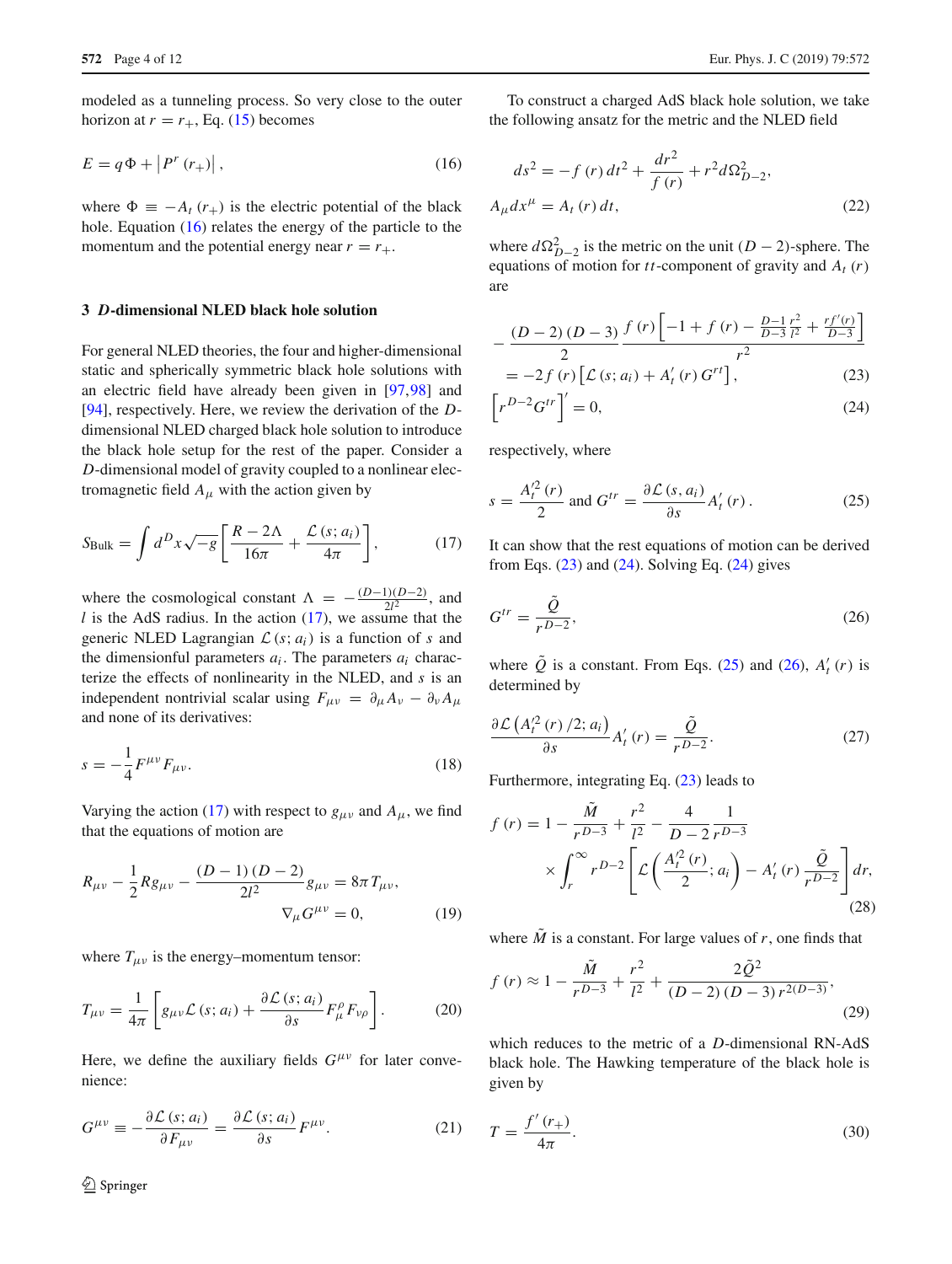modeled as a tunneling process. So very close to the outer horizon at $r = r_+$, Eq. (15) becomes

$$E = q\Phi + \left|P^r(r_+)\right|, \tag{16}$$

where $\Phi \equiv -A_t(r_+)$ is the electric potential of the black hole. Equation (16) relates the energy of the particle to the momentum and the potential energy near $r = r_+$.

## 3 *D*-dimensional NLED black hole solution

For general NLED theories, the four and higher-dimensional static and spherically symmetric black hole solutions with an electric field have already been given in [97,98] and [94], respectively. Here, we review the derivation of the $D$-dimensional NLED charged black hole solution to introduce the black hole setup for the rest of the paper. Consider a $D$-dimensional model of gravity coupled to a nonlinear electromagnetic field $A_\mu$ with the action given by

$$S_{\text{Bulk}} = \int d^D x\sqrt{-g}\left[\frac{R-2\Lambda}{16\pi} + \frac{\mathcal{L}(s;a_i)}{4\pi}\right], \tag{17}$$

where the cosmological constant $\Lambda = -\frac{(D-1)(D-2)}{2l^2}$, and $l$ is the AdS radius. In the action (17), we assume that the generic NLED Lagrangian $\mathcal{L}(s;a_i)$ is a function of $s$ and the dimensionful parameters $a_i$. The parameters $a_i$ characterize the effects of nonlinearity in the NLED, and $s$ is an independent nontrivial scalar using $F_{\mu\nu} = \partial_\mu A_\nu - \partial_\nu A_\mu$ and none of its derivatives:

$$s = -\frac{1}{4}F^{\mu\nu}F_{\mu\nu}. \tag{18}$$

Varying the action (17) with respect to $g_{\mu\nu}$ and $A_\mu$, we find that the equations of motion are

$$R_{\mu\nu} - \frac{1}{2}Rg_{\mu\nu} - \frac{(D-1)(D-2)}{2l^2}g_{\mu\nu} = 8\pi T_{\mu\nu},$$
$$\nabla_\mu G^{\mu\nu} = 0, \tag{19}$$

where $T_{\mu\nu}$ is the energy–momentum tensor:

$$T_{\mu\nu} = \frac{1}{4\pi}\left[g_{\mu\nu}\mathcal{L}(s;a_i) + \frac{\partial\mathcal{L}(s;a_i)}{\partial s}F_\mu^\rho F_{\nu\rho}\right]. \tag{20}$$

Here, we define the auxiliary fields $G^{\mu\nu}$ for later convenience:

$$G^{\mu\nu} \equiv -\frac{\partial\mathcal{L}(s;a_i)}{\partial F_{\mu\nu}} = \frac{\partial\mathcal{L}(s;a_i)}{\partial s}F^{\mu\nu}. \tag{21}$$

To construct a charged AdS black hole solution, we take the following ansatz for the metric and the NLED field

$$ds^2 = -f(r)dt^2 + \frac{dr^2}{f(r)} + r^2 d\Omega_{D-2}^2,$$
$$A_\mu dx^\mu = A_t(r)dt, \tag{22}$$

where $d\Omega_{D-2}^2$ is the metric on the unit $(D-2)$-sphere. The equations of motion for $tt$-component of gravity and $A_t(r)$ are

$$-\frac{(D-2)(D-3)}{2}\frac{f(r)\left[-1+f(r)-\frac{D-1}{D-3}\frac{r^2}{l^2}+\frac{rf'(r)}{D-3}\right]}{r^2}$$
$$= -2f(r)\left[\mathcal{L}(s;a_i) + A_t'(r)G^{rt}\right], \tag{23}$$

$$\left[r^{D-2}G^{tr}\right]' = 0, \tag{24}$$

respectively, where

$$s = \frac{A_t'^2(r)}{2} \text{ and } G^{tr} = \frac{\partial\mathcal{L}(s,a_i)}{\partial s}A_t'(r). \tag{25}$$

It can show that the rest equations of motion can be derived from Eqs. (23) and (24). Solving Eq. (24) gives

$$G^{tr} = \frac{\tilde{Q}}{r^{D-2}}, \tag{26}$$

where $\tilde{Q}$ is a constant. From Eqs. (25) and (26), $A_t'(r)$ is determined by

$$\frac{\partial\mathcal{L}\left(A_t'^2(r)/2;a_i\right)}{\partial s}A_t'(r) = \frac{\tilde{Q}}{r^{D-2}}. \tag{27}$$

Furthermore, integrating Eq. (23) leads to

$$f(r) = 1 - \frac{\tilde{M}}{r^{D-3}} + \frac{r^2}{l^2} - \frac{4}{D-2}\frac{1}{r^{D-3}}$$
$$\times\int_r^\infty r^{D-2}\left[\mathcal{L}\left(\frac{A_t'^2(r)}{2};a_i\right) - A_t'(r)\frac{\tilde{Q}}{r^{D-2}}\right]dr, \tag{28}$$

where $\tilde{M}$ is a constant. For large values of $r$, one finds that

$$f(r) \approx 1 - \frac{\tilde{M}}{r^{D-3}} + \frac{r^2}{l^2} + \frac{2\tilde{Q}^2}{(D-2)(D-3)r^{2(D-3)}}, \tag{29}$$

which reduces to the metric of a $D$-dimensional RN-AdS black hole. The Hawking temperature of the black hole is given by

$$T = \frac{f'(r_+)}{4\pi}. \tag{30}$$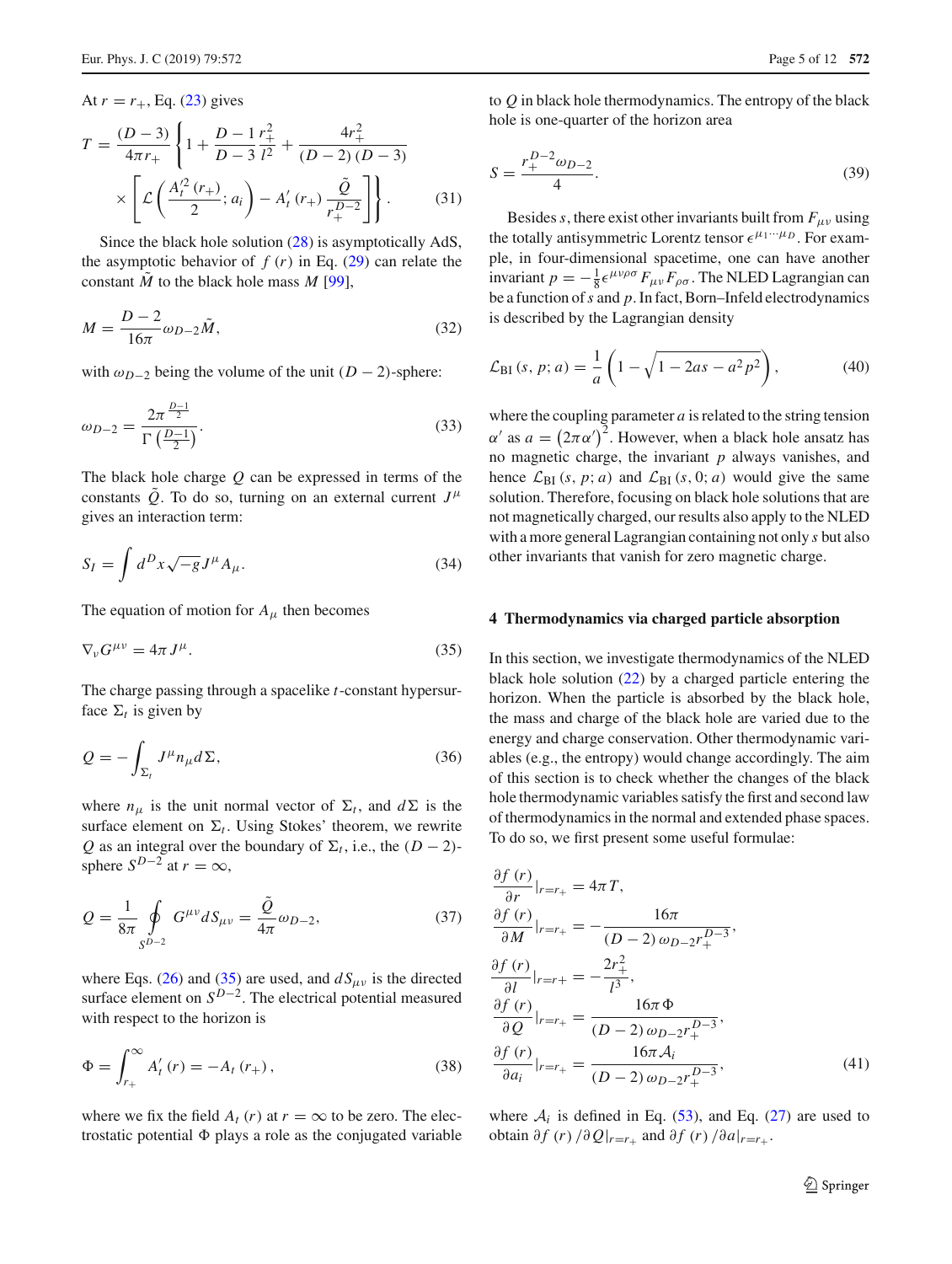At $r=r_+$, Eq. (23) gives

$$T=\frac{(D-3)}{4\pi r_+}\left\{1+\frac{D-1}{D-3}\frac{r_+^2}{l^2}+\frac{4r_+^2}{(D-2)(D-3)}\right.$$
$$\left.\times\left[\mathcal{L}\left(\frac{A_t'^2(r_+)}{2};a_i\right)-A_t'(r_+)\frac{\tilde{Q}}{r_+^{D-2}}\right]\right\}. \tag{31}$$

Since the black hole solution (28) is asymptotically AdS, the asymptotic behavior of $f(r)$ in Eq. (29) can relate the constant $\tilde{M}$ to the black hole mass $M$ [99],

$$M=\frac{D-2}{16\pi}\omega_{D-2}\tilde{M}, \tag{32}$$

with $\omega_{D-2}$ being the volume of the unit $(D-2)$-sphere:

$$\omega_{D-2}=\frac{2\pi^{\frac{D-1}{2}}}{\Gamma\left(\frac{D-1}{2}\right)}. \tag{33}$$

The black hole charge $Q$ can be expressed in terms of the constants $\tilde{Q}$. To do so, turning on an external current $J^\mu$ gives an interaction term:

$$S_I=\int d^Dx\sqrt{-g}J^\mu A_\mu. \tag{34}$$

The equation of motion for $A_\mu$ then becomes

$$\nabla_\nu G^{\mu\nu}=4\pi J^\mu. \tag{35}$$

The charge passing through a spacelike $t$-constant hypersurface $\Sigma_t$ is given by

$$Q=-\int_{\Sigma_t}J^\mu n_\mu d\Sigma, \tag{36}$$

where $n_\mu$ is the unit normal vector of $\Sigma_t$, and $d\Sigma$ is the surface element on $\Sigma_t$. Using Stokes' theorem, we rewrite $Q$ as an integral over the boundary of $\Sigma_t$, i.e., the $(D-2)$-sphere $S^{D-2}$ at $r=\infty$,

$$Q=\frac{1}{8\pi}\oint_{S^{D-2}}G^{\mu\nu}dS_{\mu\nu}=\frac{\tilde{Q}}{4\pi}\omega_{D-2}, \tag{37}$$

where Eqs. (26) and (35) are used, and $dS_{\mu\nu}$ is the directed surface element on $S^{D-2}$. The electrical potential measured with respect to the horizon is

$$\Phi=\int_{r_+}^{\infty}A_t'(r)=-A_t(r_+), \tag{38}$$

where we fix the field $A_t(r)$ at $r=\infty$ to be zero. The electrostatic potential $\Phi$ plays a role as the conjugated variable to $Q$ in black hole thermodynamics. The entropy of the black hole is one-quarter of the horizon area

$$S=\frac{r_+^{D-2}\omega_{D-2}}{4}. \tag{39}$$

Besides $s$, there exist other invariants built from $F_{\mu\nu}$ using the totally antisymmetric Lorentz tensor $\epsilon^{\mu_1\cdots\mu_D}$. For example, in four-dimensional spacetime, one can have another invariant $p=-\frac{1}{8}\epsilon^{\mu\nu\rho\sigma}F_{\mu\nu}F_{\rho\sigma}$. The NLED Lagrangian can be a function of $s$ and $p$. In fact, Born–Infeld electrodynamics is described by the Lagrangian density

$$\mathcal{L}_{\mathrm{BI}}(s,p;a)=\frac{1}{a}\left(1-\sqrt{1-2as-a^2p^2}\right), \tag{40}$$

where the coupling parameter $a$ is related to the string tension $\alpha'$ as $a=\left(2\pi\alpha'\right)^2$. However, when a black hole ansatz has no magnetic charge, the invariant $p$ always vanishes, and hence $\mathcal{L}_{\mathrm{BI}}(s,p;a)$ and $\mathcal{L}_{\mathrm{BI}}(s,0;a)$ would give the same solution. Therefore, focusing on black hole solutions that are not magnetically charged, our results also apply to the NLED with a more general Lagrangian containing not only $s$ but also other invariants that vanish for zero magnetic charge.

## 4 Thermodynamics via charged particle absorption

In this section, we investigate thermodynamics of the NLED black hole solution (22) by a charged particle entering the horizon. When the particle is absorbed by the black hole, the mass and charge of the black hole are varied due to the energy and charge conservation. Other thermodynamic variables (e.g., the entropy) would change accordingly. The aim of this section is to check whether the changes of the black hole thermodynamic variables satisfy the first and second law of thermodynamics in the normal and extended phase spaces. To do so, we first present some useful formulae:

$$\begin{aligned}
&\frac{\partial f(r)}{\partial r}|_{r=r_+}=4\pi T,\\
&\frac{\partial f(r)}{\partial M}|_{r=r_+}=-\frac{16\pi}{(D-2)\,\omega_{D-2}r_+^{D-3}},\\
&\frac{\partial f(r)}{\partial l}|_{r=r+}=-\frac{2r_+^2}{l^3},\\
&\frac{\partial f(r)}{\partial Q}|_{r=r_+}=\frac{16\pi\Phi}{(D-2)\,\omega_{D-2}r_+^{D-3}},\\
&\frac{\partial f(r)}{\partial a_i}|_{r=r_+}=\frac{16\pi\mathcal{A}_i}{(D-2)\,\omega_{D-2}r_+^{D-3}},
\end{aligned} \tag{41}$$

where $\mathcal{A}_i$ is defined in Eq. (53), and Eq. (27) are used to obtain $\partial f(r)/\partial Q|_{r=r_+}$ and $\partial f(r)/\partial a|_{r=r_+}$.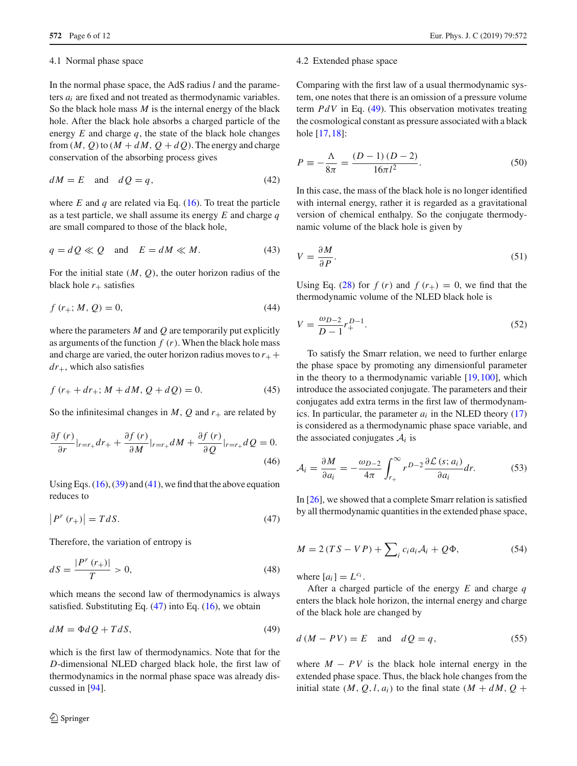### 4.1 Normal phase space

In the normal phase space, the AdS radius $l$ and the parameters $a_i$ are fixed and not treated as thermodynamic variables. So the black hole mass $M$ is the internal energy of the black hole. After the black hole absorbs a charged particle of the energy $E$ and charge $q$, the state of the black hole changes from $(M, Q)$ to $(M + dM, Q + dQ)$. The energy and charge conservation of the absorbing process gives

$$dM = E \quad \text{and} \quad dQ = q, \tag{42}$$

where $E$ and $q$ are related via Eq. (16). To treat the particle as a test particle, we shall assume its energy $E$ and charge $q$ are small compared to those of the black hole,

$$q = dQ \ll Q \quad \text{and} \quad E = dM \ll M. \tag{43}$$

For the initial state $(M, Q)$, the outer horizon radius of the black hole $r_+$ satisfies

$$f(r_+; M, Q) = 0, \tag{44}$$

where the parameters $M$ and $Q$ are temporarily put explicitly as arguments of the function $f(r)$. When the black hole mass and charge are varied, the outer horizon radius moves to $r_+ + dr_+$, which also satisfies

$$f(r_+ + dr_+; M + dM, Q + dQ) = 0. \tag{45}$$

So the infinitesimal changes in $M$, $Q$ and $r_+$ are related by

$$\frac{\partial f(r)}{\partial r}|_{r=r_+} dr_+ + \frac{\partial f(r)}{\partial M}|_{r=r_+} dM + \frac{\partial f(r)}{\partial Q}|_{r=r_+} dQ = 0. \tag{46}$$

Using Eqs. (16), (39) and (41), we find that the above equation reduces to

$$\left|P^r(r_+)\right| = T dS. \tag{47}$$

Therefore, the variation of entropy is

$$dS = \frac{|P^r(r_+)|}{T} > 0, \tag{48}$$

which means the second law of thermodynamics is always satisfied. Substituting Eq. (47) into Eq. (16), we obtain

$$dM = \Phi dQ + T dS, \tag{49}$$

which is the first law of thermodynamics. Note that for the $D$-dimensional NLED charged black hole, the first law of thermodynamics in the normal phase space was already discussed in [94].

### 4.2 Extended phase space

Comparing with the first law of a usual thermodynamic system, one notes that there is an omission of a pressure volume term $PdV$ in Eq. (49). This observation motivates treating the cosmological constant as pressure associated with a black hole [17,18]:

$$P \equiv -\frac{\Lambda}{8\pi} = \frac{(D-1)(D-2)}{16\pi l^2}. \tag{50}$$

In this case, the mass of the black hole is no longer identified with internal energy, rather it is regarded as a gravitational version of chemical enthalpy. So the conjugate thermodynamic volume of the black hole is given by

$$V = \frac{\partial M}{\partial P}. \tag{51}$$

Using Eq. (28) for $f(r)$ and $f(r_+) = 0$, we find that the thermodynamic volume of the NLED black hole is

$$V = \frac{\omega_{D-2}}{D-1} r_+^{D-1}. \tag{52}$$

To satisfy the Smarr relation, we need to further enlarge the phase space by promoting any dimensionful parameter in the theory to a thermodynamic variable [19,100], which introduce the associated conjugate. The parameters and their conjugates add extra terms in the first law of thermodynamics. In particular, the parameter $a_i$ in the NLED theory (17) is considered as a thermodynamic phase space variable, and the associated conjugates $\mathcal{A}_i$ is

$$\mathcal{A}_i = \frac{\partial M}{\partial a_i} = -\frac{\omega_{D-2}}{4\pi} \int_{r_+}^{\infty} r^{D-2} \frac{\partial \mathcal{L}(s; a_i)}{\partial a_i} dr. \tag{53}$$

In [26], we showed that a complete Smarr relation is satisfied by all thermodynamic quantities in the extended phase space,

$$M = 2(TS - VP) + \sum_i c_i a_i \mathcal{A}_i + Q\Phi, \tag{54}$$

where $[a_i] = L^{c_i}$.

After a charged particle of the energy $E$ and charge $q$ enters the black hole horizon, the internal energy and charge of the black hole are changed by

$$d(M - PV) = E \quad \text{and} \quad dQ = q, \tag{55}$$

where $M - PV$ is the black hole internal energy in the extended phase space. Thus, the black hole changes from the initial state $(M, Q, l, a_i)$ to the final state $(M + dM, Q +$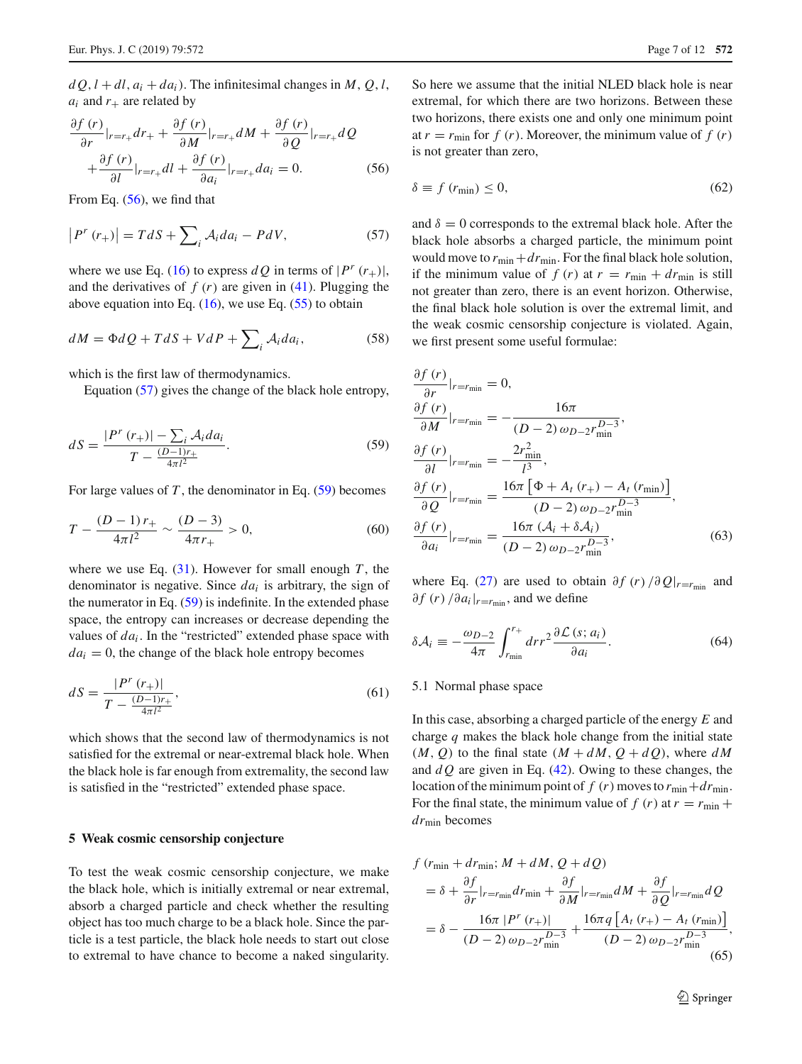$dQ, l + dl, a_i + da_i)$. The infinitesimal changes in $M$, $Q$, $l$, $a_i$ and $r_+$ are related by

$$\frac{\partial f(r)}{\partial r}|_{r=r_+} dr_+ + \frac{\partial f(r)}{\partial M}|_{r=r_+} dM + \frac{\partial f(r)}{\partial Q}|_{r=r_+} dQ + \frac{\partial f(r)}{\partial l}|_{r=r_+} dl + \frac{\partial f(r)}{\partial a_i}|_{r=r_+} da_i = 0. \tag{56}$$

From Eq. (56), we find that

$$\left|P^r(r_+)\right| = TdS + \sum_i \mathcal{A}_i da_i - PdV, \tag{57}$$

where we use Eq. (16) to express $dQ$ in terms of $|P^r(r_+)|$, and the derivatives of $f(r)$ are given in (41). Plugging the above equation into Eq. (16), we use Eq. (55) to obtain

$$dM = \Phi dQ + TdS + VdP + \sum_i \mathcal{A}_i da_i, \tag{58}$$

which is the first law of thermodynamics.

Equation (57) gives the change of the black hole entropy,

$$dS = \frac{|P^r(r_+)| - \sum_i \mathcal{A}_i da_i}{T - \frac{(D-1)r_+}{4\pi l^2}}. \tag{59}$$

For large values of $T$, the denominator in Eq. (59) becomes

$$T - \frac{(D-1)r_+}{4\pi l^2} \sim \frac{(D-3)}{4\pi r_+} > 0, \tag{60}$$

where we use Eq. (31). However for small enough $T$, the denominator is negative. Since $da_i$ is arbitrary, the sign of the numerator in Eq. (59) is indefinite. In the extended phase space, the entropy can increases or decrease depending the values of $da_i$. In the "restricted" extended phase space with $da_i = 0$, the change of the black hole entropy becomes

$$dS = \frac{|P^r(r_+)|}{T - \frac{(D-1)r_+}{4\pi l^2}}, \tag{61}$$

which shows that the second law of thermodynamics is not satisfied for the extremal or near-extremal black hole. When the black hole is far enough from extremality, the second law is satisfied in the "restricted" extended phase space.

## 5 Weak cosmic censorship conjecture

To test the weak cosmic censorship conjecture, we make the black hole, which is initially extremal or near extremal, absorb a charged particle and check whether the resulting object has too much charge to be a black hole. Since the particle is a test particle, the black hole needs to start out close to extremal to have chance to become a naked singularity. So here we assume that the initial NLED black hole is near extremal, for which there are two horizons. Between these two horizons, there exists one and only one minimum point at $r = r_{\min}$ for $f(r)$. Moreover, the minimum value of $f(r)$ is not greater than zero,

$$\delta \equiv f(r_{\min}) \leq 0, \tag{62}$$

and $\delta = 0$ corresponds to the extremal black hole. After the black hole absorbs a charged particle, the minimum point would move to $r_{\min} + dr_{\min}$. For the final black hole solution, if the minimum value of $f(r)$ at $r = r_{\min} + dr_{\min}$ is still not greater than zero, there is an event horizon. Otherwise, the final black hole solution is over the extremal limit, and the weak cosmic censorship conjecture is violated. Again, we first present some useful formulae:

$$\begin{aligned}
\frac{\partial f(r)}{\partial r}|_{r=r_{\min}} &= 0, \\
\frac{\partial f(r)}{\partial M}|_{r=r_{\min}} &= -\frac{16\pi}{(D-2)\,\omega_{D-2} r_{\min}^{D-3}}, \\
\frac{\partial f(r)}{\partial l}|_{r=r_{\min}} &= -\frac{2r_{\min}^2}{l^3}, \\
\frac{\partial f(r)}{\partial Q}|_{r=r_{\min}} &= \frac{16\pi\left[\Phi + A_t(r_+) - A_t(r_{\min})\right]}{(D-2)\,\omega_{D-2} r_{\min}^{D-3}}, \\
\frac{\partial f(r)}{\partial a_i}|_{r=r_{\min}} &= \frac{16\pi\left(\mathcal{A}_i + \delta\mathcal{A}_i\right)}{(D-2)\,\omega_{D-2} r_{\min}^{D-3}},
\end{aligned} \tag{63}$$

where Eq. (27) are used to obtain $\partial f(r)/\partial Q|_{r=r_{\min}}$ and $\partial f(r)/\partial a_i|_{r=r_{\min}}$, and we define

$$\delta\mathcal{A}_i \equiv -\frac{\omega_{D-2}}{4\pi}\int_{r_{\min}}^{r_+} dr r^2 \frac{\partial \mathcal{L}(s; a_i)}{\partial a_i}. \tag{64}$$

### 5.1 Normal phase space

In this case, absorbing a charged particle of the energy $E$ and charge $q$ makes the black hole change from the initial state $(M, Q)$ to the final state $(M + dM, Q + dQ)$, where $dM$ and $dQ$ are given in Eq. (42). Owing to these changes, the location of the minimum point of $f(r)$ moves to $r_{\min} + dr_{\min}$. For the final state, the minimum value of $f(r)$ at $r = r_{\min} + dr_{\min}$ becomes

$$\begin{aligned}
& f(r_{\min} + dr_{\min}; M + dM, Q + dQ) \\
&= \delta + \frac{\partial f}{\partial r}|_{r=r_{\min}} dr_{\min} + \frac{\partial f}{\partial M}|_{r=r_{\min}} dM + \frac{\partial f}{\partial Q}|_{r=r_{\min}} dQ \\
&= \delta - \frac{16\pi\,|P^r(r_+)|}{(D-2)\,\omega_{D-2} r_{\min}^{D-3}} + \frac{16\pi q\left[A_t(r_+) - A_t(r_{\min})\right]}{(D-2)\,\omega_{D-2} r_{\min}^{D-3}},
\end{aligned} \tag{65}$$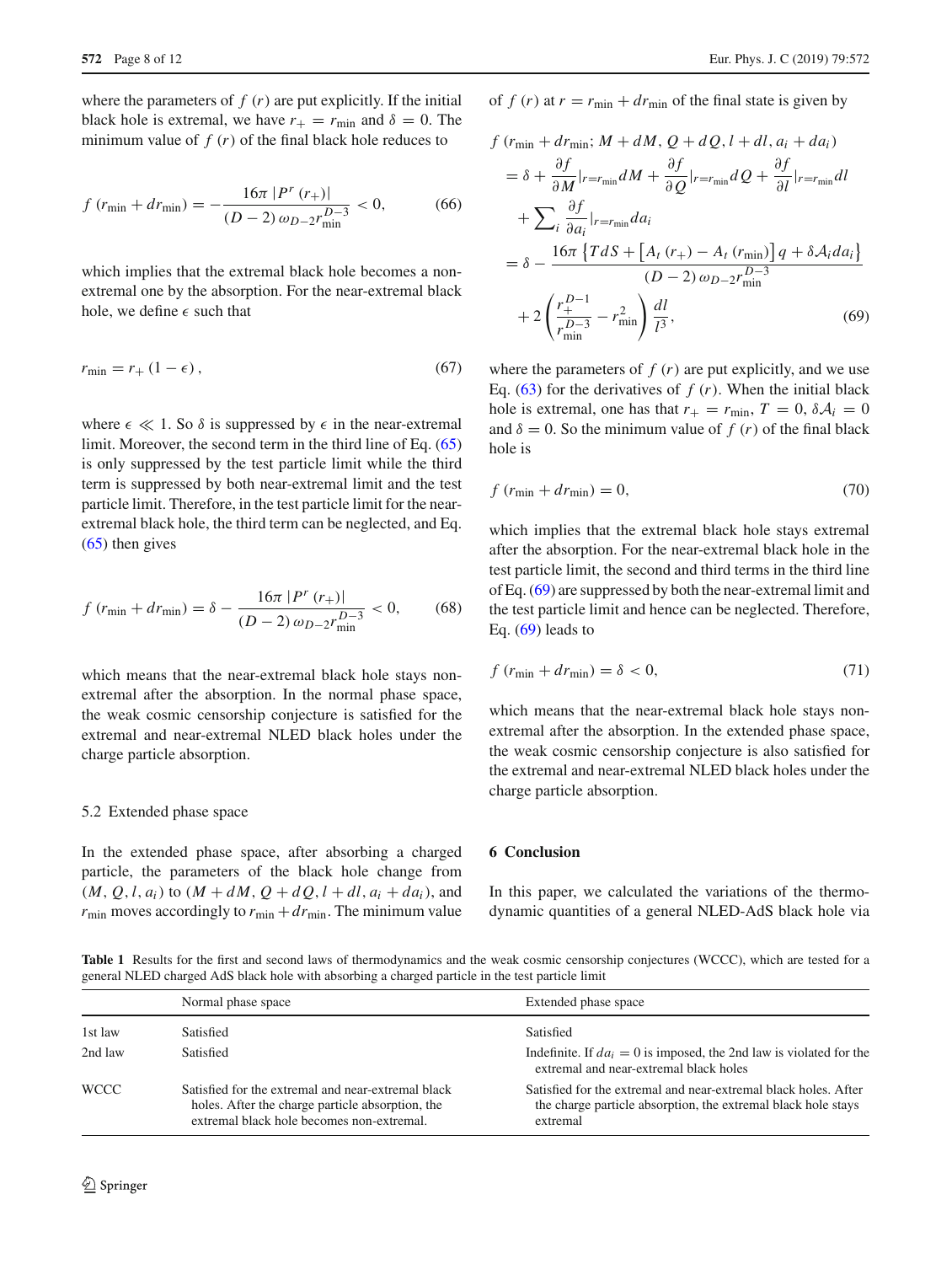where the parameters of $f(r)$ are put explicitly. If the initial black hole is extremal, we have $r_+ = r_{\min}$ and $\delta = 0$. The minimum value of $f(r)$ of the final black hole reduces to

$$f(r_{\min} + dr_{\min}) = -\frac{16\pi |P^r(r_+)|}{(D-2)\,\omega_{D-2} r_{\min}^{D-3}} < 0, \tag{66}$$

which implies that the extremal black hole becomes a non-extremal one by the absorption. For the near-extremal black hole, we define $\epsilon$ such that

$$r_{\min} = r_+ (1-\epsilon), \tag{67}$$

where $\epsilon \ll 1$. So $\delta$ is suppressed by $\epsilon$ in the near-extremal limit. Moreover, the second term in the third line of Eq. (65) is only suppressed by the test particle limit while the third term is suppressed by both near-extremal limit and the test particle limit. Therefore, in the test particle limit for the near-extremal black hole, the third term can be neglected, and Eq. (65) then gives

$$f(r_{\min} + dr_{\min}) = \delta - \frac{16\pi |P^r(r_+)|}{(D-2)\,\omega_{D-2} r_{\min}^{D-3}} < 0, \tag{68}$$

which means that the near-extremal black hole stays non-extremal after the absorption. In the normal phase space, the weak cosmic censorship conjecture is satisfied for the extremal and near-extremal NLED black holes under the charge particle absorption.

### 5.2 Extended phase space

In the extended phase space, after absorbing a charged particle, the parameters of the black hole change from $(M, Q, l, a_i)$ to $(M + dM, Q + dQ, l + dl, a_i + da_i)$, and $r_{\min}$ moves accordingly to $r_{\min} + dr_{\min}$. The minimum value of $f(r)$ at $r = r_{\min} + dr_{\min}$ of the final state is given by

$$\begin{aligned}
&f(r_{\min} + dr_{\min};\, M + dM, Q + dQ, l + dl, a_i + da_i) \\
&= \delta + \frac{\partial f}{\partial M}|_{r=r_{\min}} dM + \frac{\partial f}{\partial Q}|_{r=r_{\min}} dQ + \frac{\partial f}{\partial l}|_{r=r_{\min}} dl \\
&\quad + \sum\nolimits_i \frac{\partial f}{\partial a_i}|_{r=r_{\min}} da_i \\
&= \delta - \frac{16\pi \left\{T dS + \left[A_t(r_+) - A_t(r_{\min})\right] q + \delta \mathcal{A}_i da_i\right\}}{(D-2)\,\omega_{D-2} r_{\min}^{D-3}} \\
&\quad + 2\left(\frac{r_+^{D-1}}{r_{\min}^{D-3}} - r_{\min}^2\right)\frac{dl}{l^3},
\end{aligned} \tag{69}$$

where the parameters of $f(r)$ are put explicitly, and we use Eq. (63) for the derivatives of $f(r)$. When the initial black hole is extremal, one has that $r_+ = r_{\min}$, $T = 0$, $\delta \mathcal{A}_i = 0$ and $\delta = 0$. So the minimum value of $f(r)$ of the final black hole is

$$f(r_{\min} + dr_{\min}) = 0, \tag{70}$$

which implies that the extremal black hole stays extremal after the absorption. For the near-extremal black hole in the test particle limit, the second and third terms in the third line of Eq. (69) are suppressed by both the near-extremal limit and the test particle limit and hence can be neglected. Therefore, Eq. (69) leads to

$$f(r_{\min} + dr_{\min}) = \delta < 0, \tag{71}$$

which means that the near-extremal black hole stays non-extremal after the absorption. In the extended phase space, the weak cosmic censorship conjecture is also satisfied for the extremal and near-extremal NLED black holes under the charge particle absorption.

## 6 Conclusion

In this paper, we calculated the variations of the thermodynamic quantities of a general NLED-AdS black hole via

**Table 1** Results for the first and second laws of thermodynamics and the weak cosmic censorship conjectures (WCCC), which are tested for a general NLED charged AdS black hole with absorbing a charged particle in the test particle limit

| | Normal phase space | Extended phase space |
|---|---|---|
| 1st law | Satisfied | Satisfied |
| 2nd law | Satisfied | Indefinite. If $da_i = 0$ is imposed, the 2nd law is violated for the extremal and near-extremal black holes |
| WCCC | Satisfied for the extremal and near-extremal black holes. After the charge particle absorption, the extremal black hole becomes non-extremal. | Satisfied for the extremal and near-extremal black holes. After the charge particle absorption, the extremal black hole stays extremal |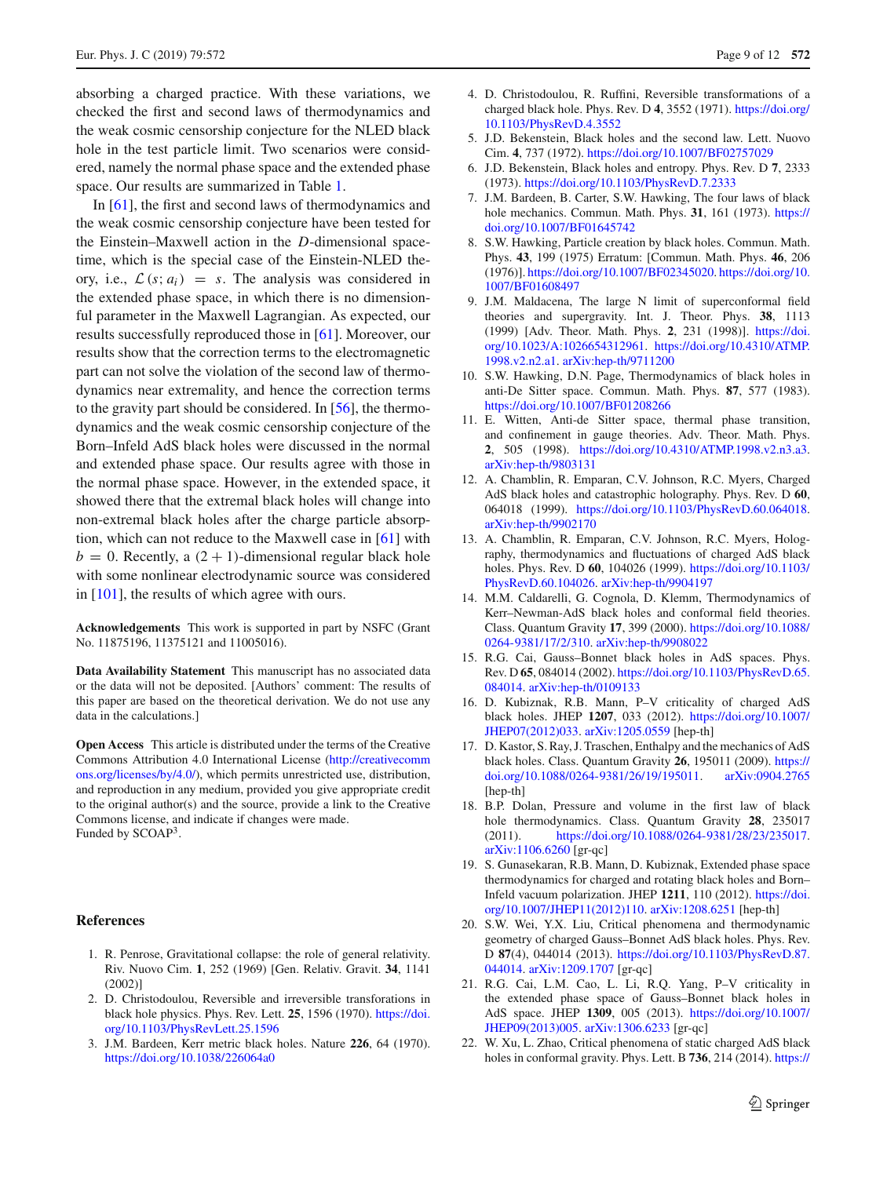absorbing a charged practice. With these variations, we checked the first and second laws of thermodynamics and the weak cosmic censorship conjecture for the NLED black hole in the test particle limit. Two scenarios were considered, namely the normal phase space and the extended phase space. Our results are summarized in Table 1.

In [61], the first and second laws of thermodynamics and the weak cosmic censorship conjecture have been tested for the Einstein–Maxwell action in the $D$-dimensional spacetime, which is the special case of the Einstein-NLED theory, i.e., $\mathcal{L}(s; a_i) = s$. The analysis was considered in the extended phase space, in which there is no dimensionful parameter in the Maxwell Lagrangian. As expected, our results successfully reproduced those in [61]. Moreover, our results show that the correction terms to the electromagnetic part can not solve the violation of the second law of thermodynamics near extremality, and hence the correction terms to the gravity part should be considered. In [56], the thermodynamics and the weak cosmic censorship conjecture of the Born–Infeld AdS black holes were discussed in the normal and extended phase space. Our results agree with those in the normal phase space. However, in the extended space, it showed there that the extremal black holes will change into non-extremal black holes after the charge particle absorption, which can not reduce to the Maxwell case in [61] with $b = 0$. Recently, a $(2+1)$-dimensional regular black hole with some nonlinear electrodynamic source was considered in [101], the results of which agree with ours.

**Acknowledgements** This work is supported in part by NSFC (Grant No. 11875196, 11375121 and 11005016).

**Data Availability Statement** This manuscript has no associated data or the data will not be deposited. [Authors' comment: The results of this paper are based on the theoretical derivation. We do not use any data in the calculations.]

**Open Access** This article is distributed under the terms of the Creative Commons Attribution 4.0 International License (http://creativecommons.org/licenses/by/4.0/), which permits unrestricted use, distribution, and reproduction in any medium, provided you give appropriate credit to the original author(s) and the source, provide a link to the Creative Commons license, and indicate if changes were made.
Funded by SCOAP[3].

## References

1. R. Penrose, Gravitational collapse: the role of general relativity. Riv. Nuovo Cim. **1**, 252 (1969) [Gen. Relativ. Gravit. **34**, 1141 (2002)]
2. D. Christodoulou, Reversible and irreversible transformations in black hole physics. Phys. Rev. Lett. **25**, 1596 (1970). https://doi.org/10.1103/PhysRevLett.25.1596
3. J.M. Bardeen, Kerr metric black holes. Nature **226**, 64 (1970). https://doi.org/10.1038/226064a0
4. D. Christodoulou, R. Ruffini, Reversible transformations of a charged black hole. Phys. Rev. D **4**, 3552 (1971). https://doi.org/10.1103/PhysRevD.4.3552
5. J.D. Bekenstein, Black holes and the second law. Lett. Nuovo Cim. **4**, 737 (1972). https://doi.org/10.1007/BF02757029
6. J.D. Bekenstein, Black holes and entropy. Phys. Rev. D **7**, 2333 (1973). https://doi.org/10.1103/PhysRevD.7.2333
7. J.M. Bardeen, B. Carter, S.W. Hawking, The four laws of black hole mechanics. Commun. Math. Phys. **31**, 161 (1973). https://doi.org/10.1007/BF01645742
8. S.W. Hawking, Particle creation by black holes. Commun. Math. Phys. **43**, 199 (1975) Erratum: [Commun. Math. Phys. **46**, 206 (1976)]. https://doi.org/10.1007/BF02345020. https://doi.org/10.1007/BF01608497
9. J.M. Maldacena, The large N limit of superconformal field theories and supergravity. Int. J. Theor. Phys. **38**, 1113 (1999) [Adv. Theor. Math. Phys. **2**, 231 (1998)]. https://doi.org/10.1023/A:1026654312961. https://doi.org/10.4310/ATMP.1998.v2.n2.a1. arXiv:hep-th/9711200
10. S.W. Hawking, D.N. Page, Thermodynamics of black holes in anti-De Sitter space. Commun. Math. Phys. **87**, 577 (1983). https://doi.org/10.1007/BF01208266
11. E. Witten, Anti-de Sitter space, thermal phase transition, and confinement in gauge theories. Adv. Theor. Math. Phys. **2**, 505 (1998). https://doi.org/10.4310/ATMP.1998.v2.n3.a3. arXiv:hep-th/9803131
12. A. Chamblin, R. Emparan, C.V. Johnson, R.C. Myers, Charged AdS black holes and catastrophic holography. Phys. Rev. D **60**, 064018 (1999). https://doi.org/10.1103/PhysRevD.60.064018. arXiv:hep-th/9902170
13. A. Chamblin, R. Emparan, C.V. Johnson, R.C. Myers, Holography, thermodynamics and fluctuations of charged AdS black holes. Phys. Rev. D **60**, 104026 (1999). https://doi.org/10.1103/PhysRevD.60.104026. arXiv:hep-th/9904197
14. M.M. Caldarelli, G. Cognola, D. Klemm, Thermodynamics of Kerr–Newman-AdS black holes and conformal field theories. Class. Quantum Gravity **17**, 399 (2000). https://doi.org/10.1088/0264-9381/17/2/310. arXiv:hep-th/9908022
15. R.G. Cai, Gauss–Bonnet black holes in AdS spaces. Phys. Rev. D **65**, 084014 (2002). https://doi.org/10.1103/PhysRevD.65.084014. arXiv:hep-th/0109133
16. D. Kubiznak, R.B. Mann, P–V criticality of charged AdS black holes. JHEP **1207**, 033 (2012). https://doi.org/10.1007/JHEP07(2012)033. arXiv:1205.0559 [hep-th]
17. D. Kastor, S. Ray, J. Traschen, Enthalpy and the mechanics of AdS black holes. Class. Quantum Gravity **26**, 195011 (2009). https://doi.org/10.1088/0264-9381/26/19/195011. arXiv:0904.2765 [hep-th]
18. B.P. Dolan, Pressure and volume in the first law of black hole thermodynamics. Class. Quantum Gravity **28**, 235017 (2011). https://doi.org/10.1088/0264-9381/28/23/235017. arXiv:1106.6260 [gr-qc]
19. S. Gunasekaran, R.B. Mann, D. Kubiznak, Extended phase space thermodynamics for charged and rotating black holes and Born–Infeld vacuum polarization. JHEP **1211**, 110 (2012). https://doi.org/10.1007/JHEP11(2012)110. arXiv:1208.6251 [hep-th]
20. S.W. Wei, Y.X. Liu, Critical phenomena and thermodynamic geometry of charged Gauss–Bonnet AdS black holes. Phys. Rev. D **87**(4), 044014 (2013). https://doi.org/10.1103/PhysRevD.87.044014. arXiv:1209.1707 [gr-qc]
21. R.G. Cai, L.M. Cao, L. Li, R.Q. Yang, P–V criticality in the extended phase space of Gauss–Bonnet black holes in AdS space. JHEP **1309**, 005 (2013). https://doi.org/10.1007/JHEP09(2013)005. arXiv:1306.6233 [gr-qc]
22. W. Xu, L. Zhao, Critical phenomena of static charged AdS black holes in conformal gravity. Phys. Lett. B **736**, 214 (2014). https://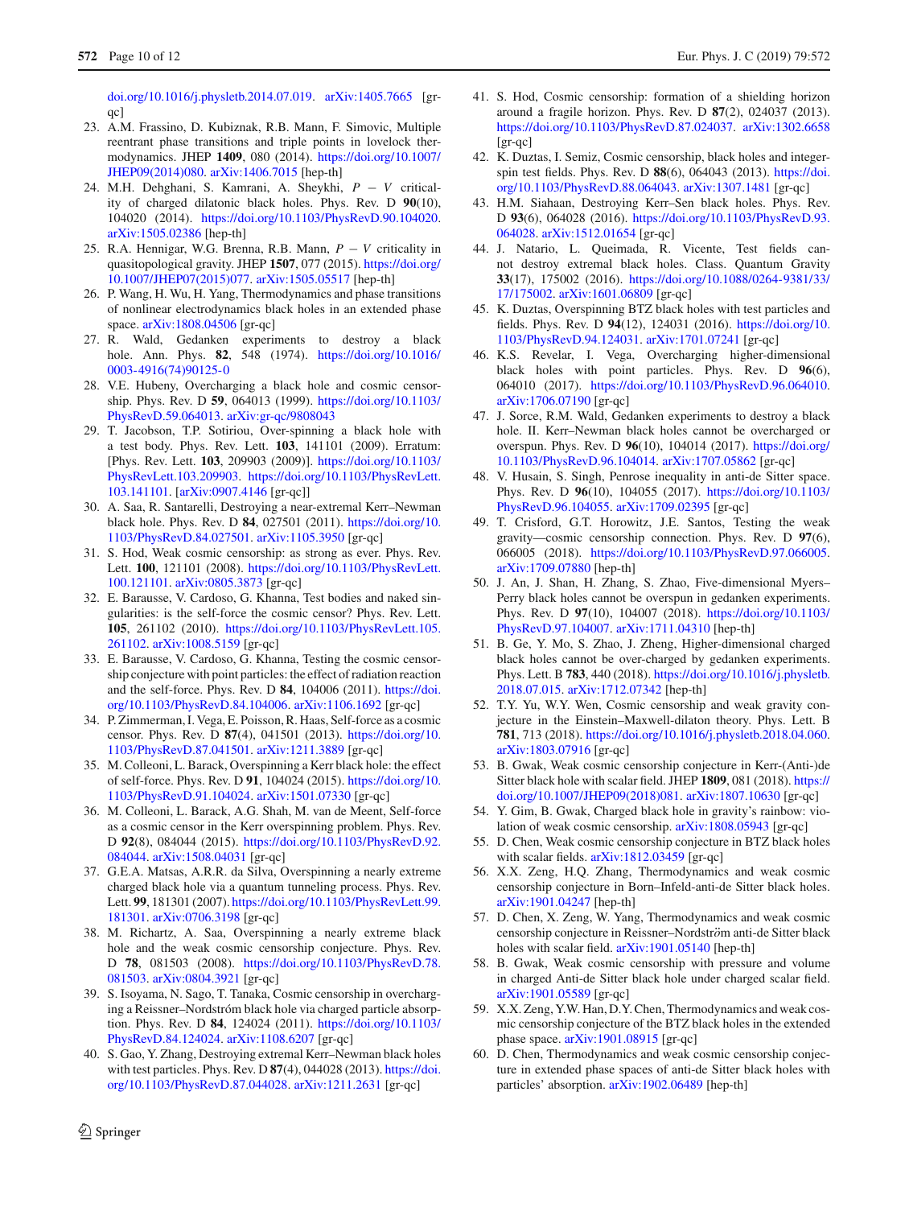doi.org/10.1016/j.physletb.2014.07.019. arXiv:1405.7665 [gr-qc]

23. A.M. Frassino, D. Kubiznak, R.B. Mann, F. Simovic, Multiple reentrant phase transitions and triple points in lovelock thermodynamics. JHEP **1409**, 080 (2014). https://doi.org/10.1007/JHEP09(2014)080. arXiv:1406.7015 [hep-th]
24. M.H. Dehghani, S. Kamrani, A. Sheykhi, $P-V$ criticality of charged dilatonic black holes. Phys. Rev. D **90**(10), 104020 (2014). https://doi.org/10.1103/PhysRevD.90.104020. arXiv:1505.02386 [hep-th]
25. R.A. Hennigar, W.G. Brenna, R.B. Mann, $P-V$ criticality in quasitopological gravity. JHEP **1507**, 077 (2015). https://doi.org/10.1007/JHEP07(2015)077. arXiv:1505.05517 [hep-th]
26. P. Wang, H. Wu, H. Yang, Thermodynamics and phase transitions of nonlinear electrodynamics black holes in an extended phase space. arXiv:1808.04506 [gr-qc]
27. R. Wald, Gedanken experiments to destroy a black hole. Ann. Phys. **82**, 548 (1974). https://doi.org/10.1016/0003-4916(74)90125-0
28. V.E. Hubeny, Overcharging a black hole and cosmic censorship. Phys. Rev. D **59**, 064013 (1999). https://doi.org/10.1103/PhysRevD.59.064013. arXiv:gr-qc/9808043
29. T. Jacobson, T.P. Sotiriou, Over-spinning a black hole with a test body. Phys. Rev. Lett. **103**, 141101 (2009). Erratum: [Phys. Rev. Lett. **103**, 209903 (2009)]. https://doi.org/10.1103/PhysRevLett.103.209903. https://doi.org/10.1103/PhysRevLett.103.141101. [arXiv:0907.4146 [gr-qc]]
30. A. Saa, R. Santarelli, Destroying a near-extremal Kerr–Newman black hole. Phys. Rev. D **84**, 027501 (2011). https://doi.org/10.1103/PhysRevD.84.027501. arXiv:1105.3950 [gr-qc]
31. S. Hod, Weak cosmic censorship: as strong as ever. Phys. Rev. Lett. **100**, 121101 (2008). https://doi.org/10.1103/PhysRevLett.100.121101. arXiv:0805.3873 [gr-qc]
32. E. Barausse, V. Cardoso, G. Khanna, Test bodies and naked singularities: is the self-force the cosmic censor? Phys. Rev. Lett. **105**, 261102 (2010). https://doi.org/10.1103/PhysRevLett.105.261102. arXiv:1008.5159 [gr-qc]
33. E. Barausse, V. Cardoso, G. Khanna, Testing the cosmic censorship conjecture with point particles: the effect of radiation reaction and the self-force. Phys. Rev. D **84**, 104006 (2011). https://doi.org/10.1103/PhysRevD.84.104006. arXiv:1106.1692 [gr-qc]
34. P. Zimmerman, I. Vega, E. Poisson, R. Haas, Self-force as a cosmic censor. Phys. Rev. D **87**(4), 041501 (2013). https://doi.org/10.1103/PhysRevD.87.041501. arXiv:1211.3889 [gr-qc]
35. M. Colleoni, L. Barack, Overspinning a Kerr black hole: the effect of self-force. Phys. Rev. D **91**, 104024 (2015). https://doi.org/10.1103/PhysRevD.91.104024. arXiv:1501.07330 [gr-qc]
36. M. Colleoni, L. Barack, A.G. Shah, M. van de Meent, Self-force as a cosmic censor in the Kerr overspinning problem. Phys. Rev. D **92**(8), 084044 (2015). https://doi.org/10.1103/PhysRevD.92.084044. arXiv:1508.04031 [gr-qc]
37. G.E.A. Matsas, A.R.R. da Silva, Overspinning a nearly extreme charged black hole via a quantum tunneling process. Phys. Rev. Lett. **99**, 181301 (2007). https://doi.org/10.1103/PhysRevLett.99.181301. arXiv:0706.3198 [gr-qc]
38. M. Richartz, A. Saa, Overspinning a nearly extreme black hole and the weak cosmic censorship conjecture. Phys. Rev. D **78**, 081503 (2008). https://doi.org/10.1103/PhysRevD.78.081503. arXiv:0804.3921 [gr-qc]
39. S. Isoyama, N. Sago, T. Tanaka, Cosmic censorship in overcharging a Reissner–Nordström black hole via charged particle absorption. Phys. Rev. D **84**, 124024 (2011). https://doi.org/10.1103/PhysRevD.84.124024. arXiv:1108.6207 [gr-qc]
40. S. Gao, Y. Zhang, Destroying extremal Kerr–Newman black holes with test particles. Phys. Rev. D **87**(4), 044028 (2013). https://doi.org/10.1103/PhysRevD.87.044028. arXiv:1211.2631 [gr-qc]
41. S. Hod, Cosmic censorship: formation of a shielding horizon around a fragile horizon. Phys. Rev. D **87**(2), 024037 (2013). https://doi.org/10.1103/PhysRevD.87.024037. arXiv:1302.6658 [gr-qc]
42. K. Duztas, I. Semiz, Cosmic censorship, black holes and integer-spin test fields. Phys. Rev. D **88**(6), 064043 (2013). https://doi.org/10.1103/PhysRevD.88.064043. arXiv:1307.1481 [gr-qc]
43. H.M. Siahaan, Destroying Kerr–Sen black holes. Phys. Rev. D **93**(6), 064028 (2016). https://doi.org/10.1103/PhysRevD.93.064028. arXiv:1512.01654 [gr-qc]
44. J. Natario, L. Queimada, R. Vicente, Test fields cannot destroy extremal black holes. Class. Quantum Gravity **33**(17), 175002 (2016). https://doi.org/10.1088/0264-9381/33/17/175002. arXiv:1601.06809 [gr-qc]
45. K. Duztas, Overspinning BTZ black holes with test particles and fields. Phys. Rev. D **94**(12), 124031 (2016). https://doi.org/10.1103/PhysRevD.94.124031. arXiv:1701.07241 [gr-qc]
46. K.S. Revelar, I. Vega, Overcharging higher-dimensional black holes with point particles. Phys. Rev. D **96**(6), 064010 (2017). https://doi.org/10.1103/PhysRevD.96.064010. arXiv:1706.07190 [gr-qc]
47. J. Sorce, R.M. Wald, Gedanken experiments to destroy a black hole. II. Kerr–Newman black holes cannot be overcharged or overspun. Phys. Rev. D **96**(10), 104014 (2017). https://doi.org/10.1103/PhysRevD.96.104014. arXiv:1707.05862 [gr-qc]
48. V. Husain, S. Singh, Penrose inequality in anti-de Sitter space. Phys. Rev. D **96**(10), 104055 (2017). https://doi.org/10.1103/PhysRevD.96.104055. arXiv:1709.02395 [gr-qc]
49. T. Crisford, G.T. Horowitz, J.E. Santos, Testing the weak gravity—cosmic censorship connection. Phys. Rev. D **97**(6), 066005 (2018). https://doi.org/10.1103/PhysRevD.97.066005. arXiv:1709.07880 [hep-th]
50. J. An, J. Shan, H. Zhang, S. Zhao, Five-dimensional Myers–Perry black holes cannot be overspun in gedanken experiments. Phys. Rev. D **97**(10), 104007 (2018). https://doi.org/10.1103/PhysRevD.97.104007. arXiv:1711.04310 [hep-th]
51. B. Ge, Y. Mo, S. Zhao, J. Zheng, Higher-dimensional charged black holes cannot be over-charged by gedanken experiments. Phys. Lett. B **783**, 440 (2018). https://doi.org/10.1016/j.physletb.2018.07.015. arXiv:1712.07342 [hep-th]
52. T.Y. Yu, W.Y. Wen, Cosmic censorship and weak gravity conjecture in the Einstein–Maxwell-dilaton theory. Phys. Lett. B **781**, 713 (2018). https://doi.org/10.1016/j.physletb.2018.04.060. arXiv:1803.07916 [gr-qc]
53. B. Gwak, Weak cosmic censorship conjecture in Kerr-(Anti-)de Sitter black hole with scalar field. JHEP **1809**, 081 (2018). https://doi.org/10.1007/JHEP09(2018)081. arXiv:1807.10630 [gr-qc]
54. Y. Gim, B. Gwak, Charged black hole in gravity's rainbow: violation of weak cosmic censorship. arXiv:1808.05943 [gr-qc]
55. D. Chen, Weak cosmic censorship conjecture in BTZ black holes with scalar fields. arXiv:1812.03459 [gr-qc]
56. X.X. Zeng, H.Q. Zhang, Thermodynamics and weak cosmic censorship conjecture in Born–Infeld-anti-de Sitter black holes. arXiv:1901.04247 [hep-th]
57. D. Chen, X. Zeng, W. Yang, Thermodynamics and weak cosmic censorship conjecture in Reissner–Nordstr$\ddot{o}$m anti-de Sitter black holes with scalar field. arXiv:1901.05140 [hep-th]
58. B. Gwak, Weak cosmic censorship with pressure and volume in charged Anti-de Sitter black hole under charged scalar field. arXiv:1901.05589 [gr-qc]
59. X.X. Zeng, Y.W. Han, D.Y. Chen, Thermodynamics and weak cosmic censorship conjecture of the BTZ black holes in the extended phase space. arXiv:1901.08915 [gr-qc]
60. D. Chen, Thermodynamics and weak cosmic censorship conjecture in extended phase spaces of anti-de Sitter black holes with particles' absorption. arXiv:1902.06489 [hep-th]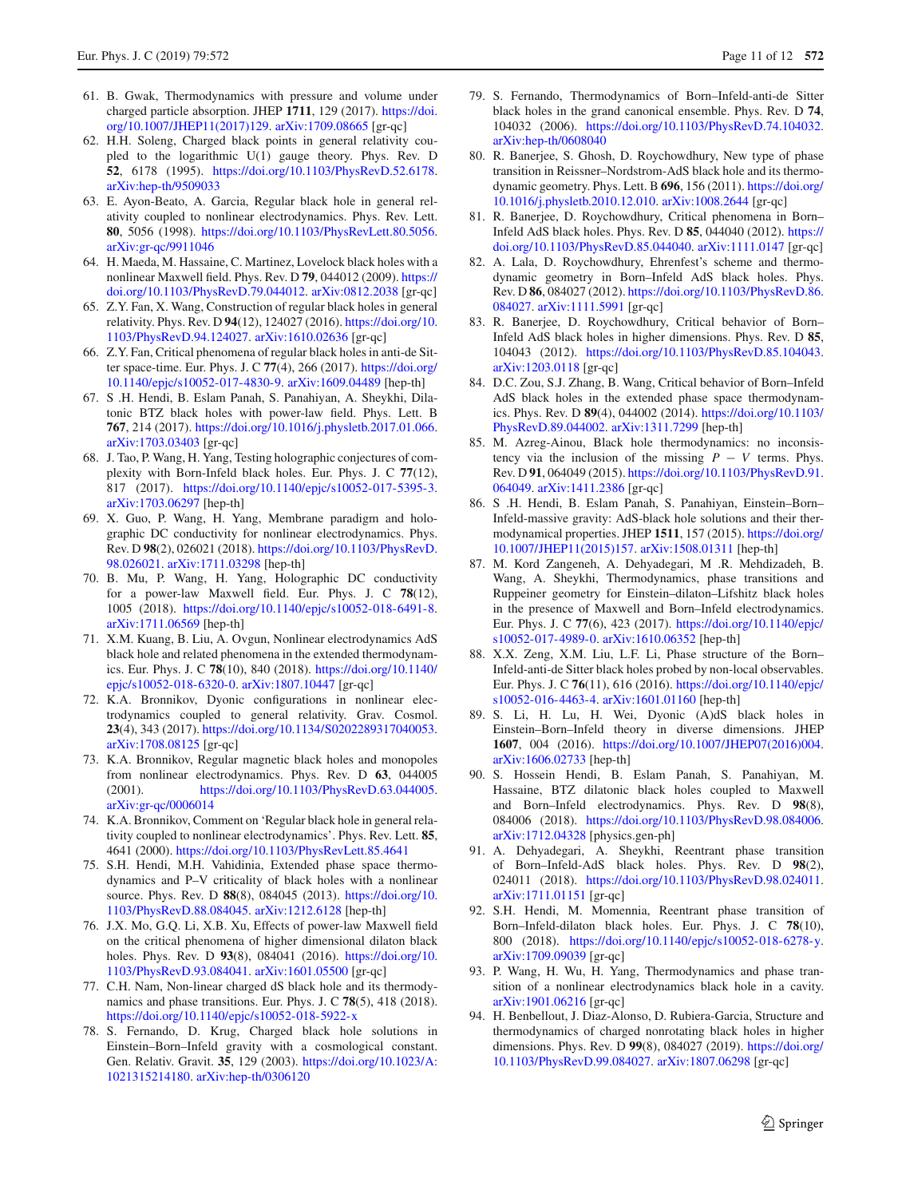61. B. Gwak, Thermodynamics with pressure and volume under charged particle absorption. JHEP **1711**, 129 (2017). https://doi.org/10.1007/JHEP11(2017)129. arXiv:1709.08665 [gr-qc]
62. H.H. Soleng, Charged black points in general relativity coupled to the logarithmic U(1) gauge theory. Phys. Rev. D **52**, 6178 (1995). https://doi.org/10.1103/PhysRevD.52.6178. arXiv:hep-th/9509033
63. E. Ayon-Beato, A. Garcia, Regular black hole in general relativity coupled to nonlinear electrodynamics. Phys. Rev. Lett. **80**, 5056 (1998). https://doi.org/10.1103/PhysRevLett.80.5056. arXiv:gr-qc/9911046
64. H. Maeda, M. Hassaine, C. Martinez, Lovelock black holes with a nonlinear Maxwell field. Phys. Rev. D **79**, 044012 (2009). https://doi.org/10.1103/PhysRevD.79.044012. arXiv:0812.2038 [gr-qc]
65. Z.Y. Fan, X. Wang, Construction of regular black holes in general relativity. Phys. Rev. D **94**(12), 124027 (2016). https://doi.org/10.1103/PhysRevD.94.124027. arXiv:1610.02636 [gr-qc]
66. Z.Y. Fan, Critical phenomena of regular black holes in anti-de Sitter space-time. Eur. Phys. J. C **77**(4), 266 (2017). https://doi.org/10.1140/epjc/s10052-017-4830-9. arXiv:1609.04489 [hep-th]
67. S .H. Hendi, B. Eslam Panah, S. Panahiyan, A. Sheykhi, Dilatonic BTZ black holes with power-law field. Phys. Lett. B **767**, 214 (2017). https://doi.org/10.1016/j.physletb.2017.01.066. arXiv:1703.03403 [gr-qc]
68. J. Tao, P. Wang, H. Yang, Testing holographic conjectures of complexity with Born-Infeld black holes. Eur. Phys. J. C **77**(12), 817 (2017). https://doi.org/10.1140/epjc/s10052-017-5395-3. arXiv:1703.06297 [hep-th]
69. X. Guo, P. Wang, H. Yang, Membrane paradigm and holographic DC conductivity for nonlinear electrodynamics. Phys. Rev. D **98**(2), 026021 (2018). https://doi.org/10.1103/PhysRevD.98.026021. arXiv:1711.03298 [hep-th]
70. B. Mu, P. Wang, H. Yang, Holographic DC conductivity for a power-law Maxwell field. Eur. Phys. J. C **78**(12), 1005 (2018). https://doi.org/10.1140/epjc/s10052-018-6491-8. arXiv:1711.06569 [hep-th]
71. X.M. Kuang, B. Liu, A. Ovgun, Nonlinear electrodynamics AdS black hole and related phenomena in the extended thermodynamics. Eur. Phys. J. C **78**(10), 840 (2018). https://doi.org/10.1140/epjc/s10052-018-6320-0. arXiv:1807.10447 [gr-qc]
72. K.A. Bronnikov, Dyonic configurations in nonlinear electrodynamics coupled to general relativity. Grav. Cosmol. **23**(4), 343 (2017). https://doi.org/10.1134/S0202289317040053. arXiv:1708.08125 [gr-qc]
73. K.A. Bronnikov, Regular magnetic black holes and monopoles from nonlinear electrodynamics. Phys. Rev. D **63**, 044005 (2001). https://doi.org/10.1103/PhysRevD.63.044005. arXiv:gr-qc/0006014
74. K.A. Bronnikov, Comment on 'Regular black hole in general relativity coupled to nonlinear electrodynamics'. Phys. Rev. Lett. **85**, 4641 (2000). https://doi.org/10.1103/PhysRevLett.85.4641
75. S.H. Hendi, M.H. Vahidinia, Extended phase space thermodynamics and P–V criticality of black holes with a nonlinear source. Phys. Rev. D **88**(8), 084045 (2013). https://doi.org/10.1103/PhysRevD.88.084045. arXiv:1212.6128 [hep-th]
76. J.X. Mo, G.Q. Li, X.B. Xu, Effects of power-law Maxwell field on the critical phenomena of higher dimensional dilaton black holes. Phys. Rev. D **93**(8), 084041 (2016). https://doi.org/10.1103/PhysRevD.93.084041. arXiv:1601.05500 [gr-qc]
77. C.H. Nam, Non-linear charged dS black hole and its thermodynamics and phase transitions. Eur. Phys. J. C **78**(5), 418 (2018). https://doi.org/10.1140/epjc/s10052-018-5922-x
78. S. Fernando, D. Krug, Charged black hole solutions in Einstein–Born–Infeld gravity with a cosmological constant. Gen. Relativ. Gravit. **35**, 129 (2003). https://doi.org/10.1023/A:1021315214180. arXiv:hep-th/0306120
79. S. Fernando, Thermodynamics of Born–Infeld-anti-de Sitter black holes in the grand canonical ensemble. Phys. Rev. D **74**, 104032 (2006). https://doi.org/10.1103/PhysRevD.74.104032. arXiv:hep-th/0608040
80. R. Banerjee, S. Ghosh, D. Roychowdhury, New type of phase transition in Reissner–Nordstrom-AdS black hole and its thermodynamic geometry. Phys. Lett. B **696**, 156 (2011). https://doi.org/10.1016/j.physletb.2010.12.010. arXiv:1008.2644 [gr-qc]
81. R. Banerjee, D. Roychowdhury, Critical phenomena in Born–Infeld AdS black holes. Phys. Rev. D **85**, 044040 (2012). https://doi.org/10.1103/PhysRevD.85.044040. arXiv:1111.0147 [gr-qc]
82. A. Lala, D. Roychowdhury, Ehrenfest's scheme and thermodynamic geometry in Born–Infeld AdS black holes. Phys. Rev. D **86**, 084027 (2012). https://doi.org/10.1103/PhysRevD.86.084027. arXiv:1111.5991 [gr-qc]
83. R. Banerjee, D. Roychowdhury, Critical behavior of Born–Infeld AdS black holes in higher dimensions. Phys. Rev. D **85**, 104043 (2012). https://doi.org/10.1103/PhysRevD.85.104043. arXiv:1203.0118 [gr-qc]
84. D.C. Zou, S.J. Zhang, B. Wang, Critical behavior of Born–Infeld AdS black holes in the extended phase space thermodynamics. Phys. Rev. D **89**(4), 044002 (2014). https://doi.org/10.1103/PhysRevD.89.044002. arXiv:1311.7299 [hep-th]
85. M. Azreg-Ainou, Black hole thermodynamics: no inconsistency via the inclusion of the missing $P - V$ terms. Phys. Rev. D **91**, 064049 (2015). https://doi.org/10.1103/PhysRevD.91.064049. arXiv:1411.2386 [gr-qc]
86. S .H. Hendi, B. Eslam Panah, S. Panahiyan, Einstein–Born–Infeld-massive gravity: AdS-black hole solutions and their thermodynamical properties. JHEP **1511**, 157 (2015). https://doi.org/10.1007/JHEP11(2015)157. arXiv:1508.01311 [hep-th]
87. M. Kord Zangeneh, A. Dehyadegari, M .R. Mehdizadeh, B. Wang, A. Sheykhi, Thermodynamics, phase transitions and Ruppeiner geometry for Einstein–dilaton–Lifshitz black holes in the presence of Maxwell and Born–Infeld electrodynamics. Eur. Phys. J. C **77**(6), 423 (2017). https://doi.org/10.1140/epjc/s10052-017-4989-0. arXiv:1610.06352 [hep-th]
88. X.X. Zeng, X.M. Liu, L.F. Li, Phase structure of the Born–Infeld-anti-de Sitter black holes probed by non-local observables. Eur. Phys. J. C **76**(11), 616 (2016). https://doi.org/10.1140/epjc/s10052-016-4463-4. arXiv:1601.01160 [hep-th]
89. S. Li, H. Lu, H. Wei, Dyonic (A)dS black holes in Einstein–Born–Infeld theory in diverse dimensions. JHEP **1607**, 004 (2016). https://doi.org/10.1007/JHEP07(2016)004. arXiv:1606.02733 [hep-th]
90. S. Hossein Hendi, B. Eslam Panah, S. Panahiyan, M. Hassaine, BTZ dilatonic black holes coupled to Maxwell and Born–Infeld electrodynamics. Phys. Rev. D **98**(8), 084006 (2018). https://doi.org/10.1103/PhysRevD.98.084006. arXiv:1712.04328 [physics.gen-ph]
91. A. Dehyadegari, A. Sheykhi, Reentrant phase transition of Born–Infeld-AdS black holes. Phys. Rev. D **98**(2), 024011 (2018). https://doi.org/10.1103/PhysRevD.98.024011. arXiv:1711.01151 [gr-qc]
92. S.H. Hendi, M. Momennia, Reentrant phase transition of Born–Infeld-dilaton black holes. Eur. Phys. J. C **78**(10), 800 (2018). https://doi.org/10.1140/epjc/s10052-018-6278-y. arXiv:1709.09039 [gr-qc]
93. P. Wang, H. Wu, H. Yang, Thermodynamics and phase transition of a nonlinear electrodynamics black hole in a cavity. arXiv:1901.06216 [gr-qc]
94. H. Benbellout, J. Diaz-Alonso, D. Rubiera-Garcia, Structure and thermodynamics of charged nonrotating black holes in higher dimensions. Phys. Rev. D **99**(8), 084027 (2019). https://doi.org/10.1103/PhysRevD.99.084027. arXiv:1807.06298 [gr-qc]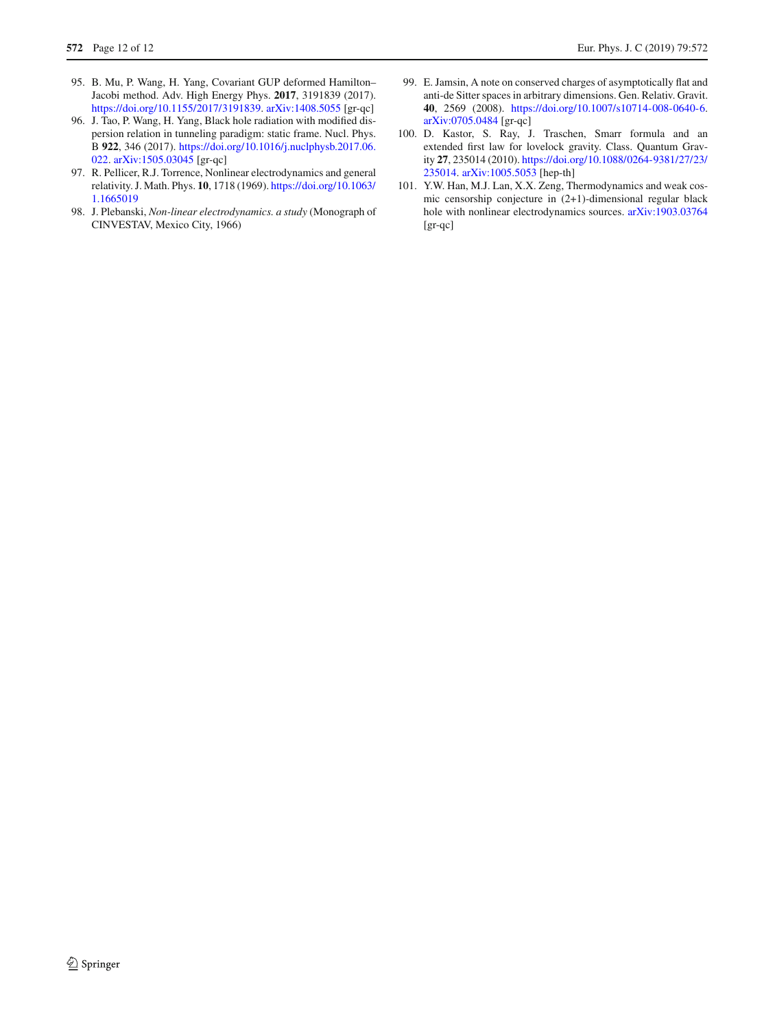95. B. Mu, P. Wang, H. Yang, Covariant GUP deformed Hamilton–Jacobi method. Adv. High Energy Phys. **2017**, 3191839 (2017). https://doi.org/10.1155/2017/3191839. arXiv:1408.5055 [gr-qc]
96. J. Tao, P. Wang, H. Yang, Black hole radiation with modified dispersion relation in tunneling paradigm: static frame. Nucl. Phys. B **922**, 346 (2017). https://doi.org/10.1016/j.nuclphysb.2017.06.022. arXiv:1505.03045 [gr-qc]
97. R. Pellicer, R.J. Torrence, Nonlinear electrodynamics and general relativity. J. Math. Phys. **10**, 1718 (1969). https://doi.org/10.1063/1.1665019
98. J. Plebanski, *Non-linear electrodynamics. a study* (Monograph of CINVESTAV, Mexico City, 1966)
99. E. Jamsin, A note on conserved charges of asymptotically flat and anti-de Sitter spaces in arbitrary dimensions. Gen. Relativ. Gravit. **40**, 2569 (2008). https://doi.org/10.1007/s10714-008-0640-6. arXiv:0705.0484 [gr-qc]
100. D. Kastor, S. Ray, J. Traschen, Smarr formula and an extended first law for lovelock gravity. Class. Quantum Gravity **27**, 235014 (2010). https://doi.org/10.1088/0264-9381/27/23/235014. arXiv:1005.5053 [hep-th]
101. Y.W. Han, M.J. Lan, X.X. Zeng, Thermodynamics and weak cosmic censorship conjecture in (2+1)-dimensional regular black hole with nonlinear electrodynamics sources. arXiv:1903.03764 [gr-qc]